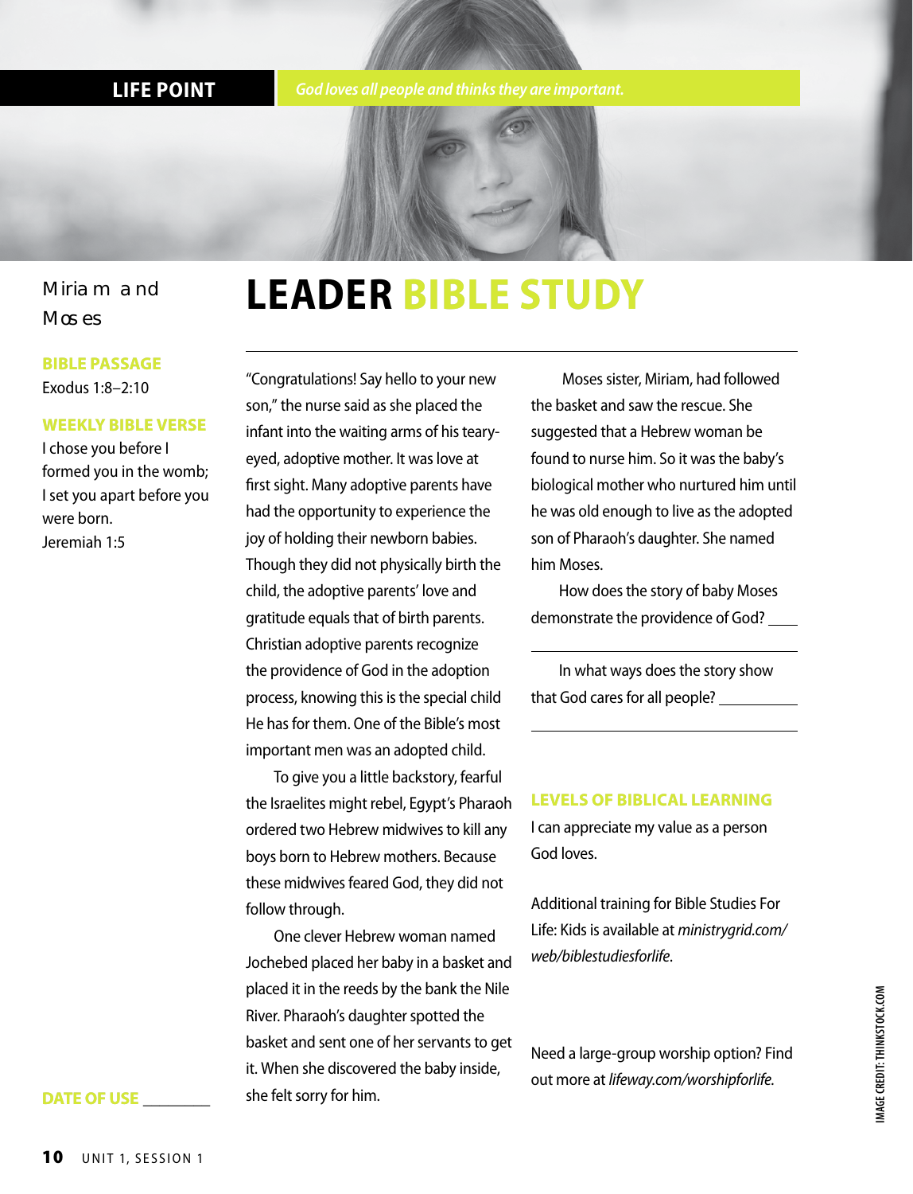**LIFE POINT** *God loves all people and thinks they are important.*

Miriam and Moses

# LEADER BIBLE STUDY

**BIBLE PASSAGE**
Exodus 1:8–2:10

**WEEKLY BIBLE VERSE**
I chose you before I formed you in the womb; I set you apart before you were born.
Jeremiah 1:5

**DATE OF USE** ________

"Congratulations! Say hello to your new son," the nurse said as she placed the infant into the waiting arms of his teary-eyed, adoptive mother. It was love at first sight. Many adoptive parents have had the opportunity to experience the joy of holding their newborn babies. Though they did not physically birth the child, the adoptive parents' love and gratitude equals that of birth parents. Christian adoptive parents recognize the providence of God in the adoption process, knowing this is the special child He has for them. One of the Bible's most important men was an adopted child.

To give you a little backstory, fearful the Israelites might rebel, Egypt's Pharaoh ordered two Hebrew midwives to kill any boys born to Hebrew mothers. Because these midwives feared God, they did not follow through.

One clever Hebrew woman named Jochebed placed her baby in a basket and placed it in the reeds by the bank the Nile River. Pharaoh's daughter spotted the basket and sent one of her servants to get it. When she discovered the baby inside, she felt sorry for him.

Moses sister, Miriam, had followed the basket and saw the rescue. She suggested that a Hebrew woman be found to nurse him. So it was the baby's biological mother who nurtured him until he was old enough to live as the adopted son of Pharaoh's daughter. She named him Moses.

How does the story of baby Moses demonstrate the providence of God? ____

________________________________________

In what ways does the story show that God cares for all people? __________

________________________________________

**LEVELS OF BIBLICAL LEARNING**
I can appreciate my value as a person God loves.

Additional training for Bible Studies For Life: Kids is available at *ministrygrid.com/web/biblestudiesforlife*.

Need a large-group worship option? Find out more at *lifeway.com/worshipforlife*.

IMAGE CREDIT: THINKSTOCK.COM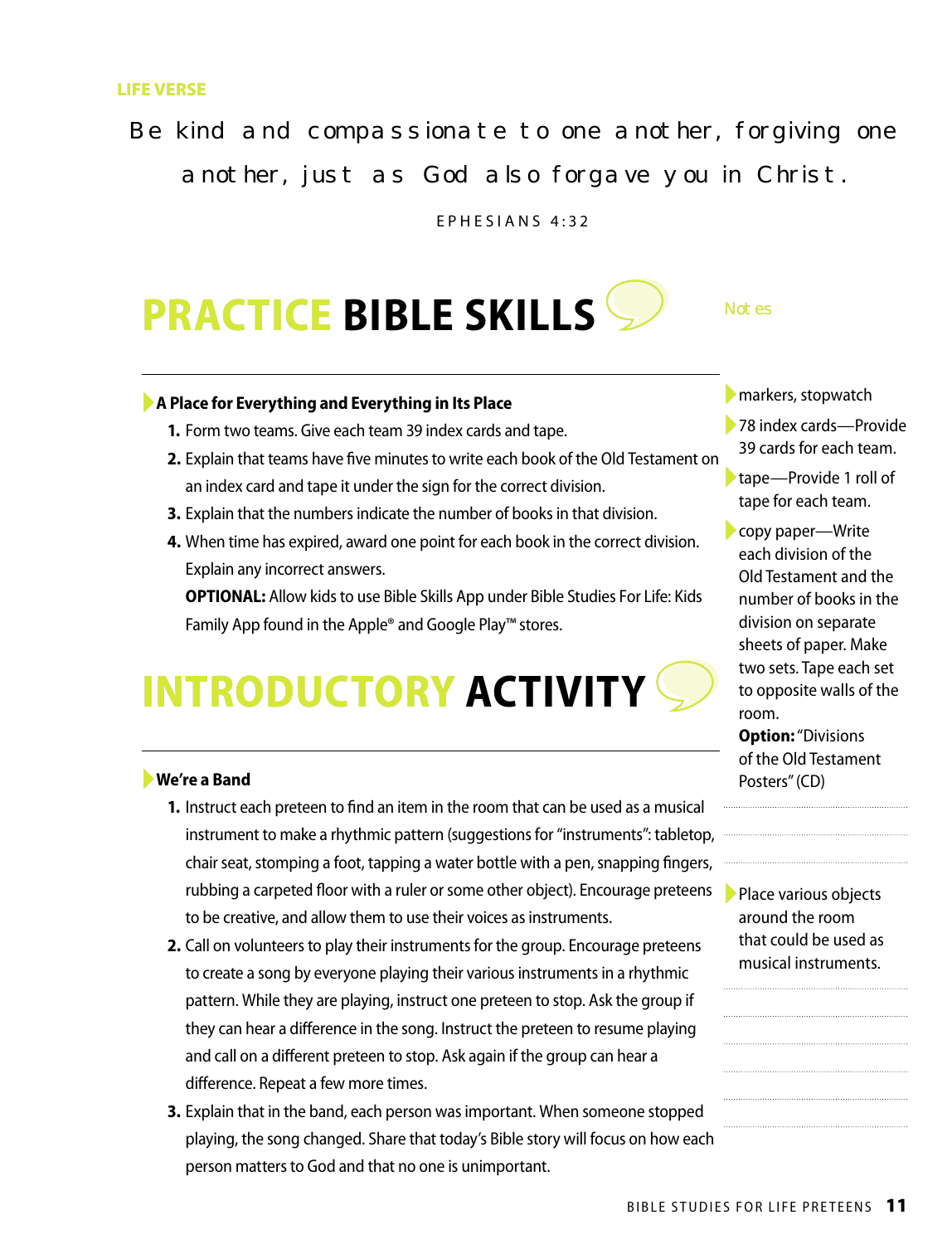**LIFE VERSE**

Be kind and compassionate to one another, forgiving one another, just as God also forgave you in Christ.

EPHESIANS 4:32

## PRACTICE BIBLE SKILLS

**A Place for Everything and Everything in Its Place**

1. Form two teams. Give each team 39 index cards and tape.
2. Explain that teams have five minutes to write each book of the Old Testament on an index card and tape it under the sign for the correct division.
3. Explain that the numbers indicate the number of books in that division.
4. When time has expired, award one point for each book in the correct division. Explain any incorrect answers.

   **OPTIONAL:** Allow kids to use Bible Skills App under Bible Studies For Life: Kids Family App found in the Apple® and Google Play™ stores.

Notes

- markers, stopwatch
- 78 index cards—Provide 39 cards for each team.
- tape—Provide 1 roll of tape for each team.
- copy paper—Write each division of the Old Testament and the number of books in the division on separate sheets of paper. Make two sets. Tape each set to opposite walls of the room.

  **Option:** "Divisions of the Old Testament Posters" (CD)

## INTRODUCTORY ACTIVITY

**We're a Band**

1. Instruct each preteen to find an item in the room that can be used as a musical instrument to make a rhythmic pattern (suggestions for "instruments": tabletop, chair seat, stomping a foot, tapping a water bottle with a pen, snapping fingers, rubbing a carpeted floor with a ruler or some other object). Encourage preteens to be creative, and allow them to use their voices as instruments.
2. Call on volunteers to play their instruments for the group. Encourage preteens to create a song by everyone playing their various instruments in a rhythmic pattern. While they are playing, instruct one preteen to stop. Ask the group if they can hear a difference in the song. Instruct the preteen to resume playing and call on a different preteen to stop. Ask again if the group can hear a difference. Repeat a few more times.
3. Explain that in the band, each person was important. When someone stopped playing, the song changed. Share that today's Bible story will focus on how each person matters to God and that no one is unimportant.

- Place various objects around the room that could be used as musical instruments.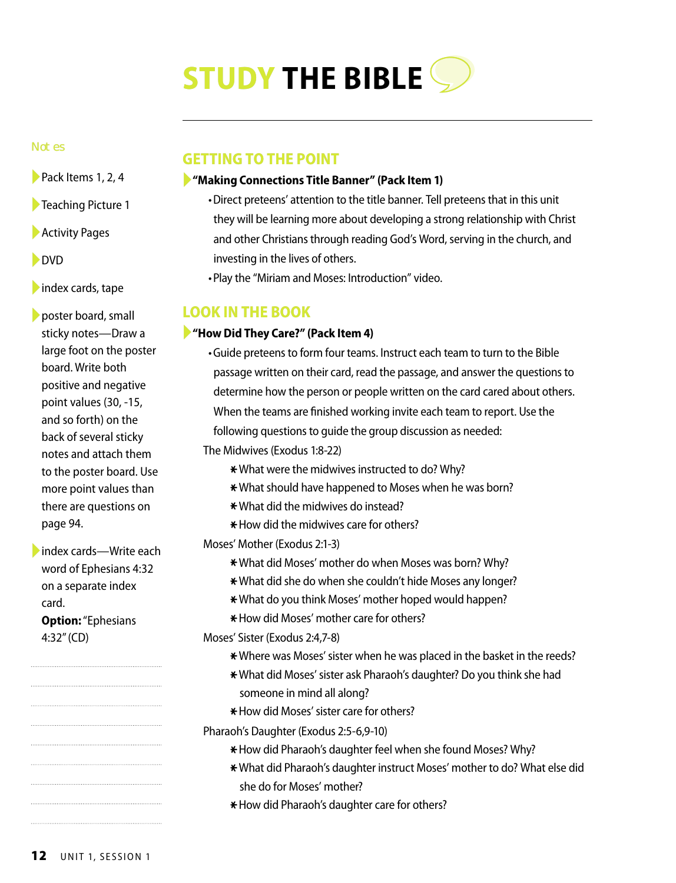# STUDY THE BIBLE

## GETTING TO THE POINT

**"Making Connections Title Banner" (Pack Item 1)**

- Direct preteens' attention to the title banner. Tell preteens that in this unit they will be learning more about developing a strong relationship with Christ and other Christians through reading God's Word, serving in the church, and investing in the lives of others.
- Play the "Miriam and Moses: Introduction" video.

## LOOK IN THE BOOK

**"How Did They Care?" (Pack Item 4)**

- Guide preteens to form four teams. Instruct each team to turn to the Bible passage written on their card, read the passage, and answer the questions to determine how the person or people written on the card cared about others. When the teams are finished working invite each team to report. Use the following questions to guide the group discussion as needed:

The Midwives (Exodus 1:8-22)

- What were the midwives instructed to do? Why?
- What should have happened to Moses when he was born?
- What did the midwives do instead?
- How did the midwives care for others?

Moses' Mother (Exodus 2:1-3)

- What did Moses' mother do when Moses was born? Why?
- What did she do when she couldn't hide Moses any longer?
- What do you think Moses' mother hoped would happen?
- How did Moses' mother care for others?

Moses' Sister (Exodus 2:4,7-8)

- Where was Moses' sister when he was placed in the basket in the reeds?
- What did Moses' sister ask Pharaoh's daughter? Do you think she had someone in mind all along?
- How did Moses' sister care for others?

Pharaoh's Daughter (Exodus 2:5-6,9-10)

- How did Pharaoh's daughter feel when she found Moses? Why?
- What did Pharaoh's daughter instruct Moses' mother to do? What else did she do for Moses' mother?
- How did Pharaoh's daughter care for others?

---

Notes

- Pack Items 1, 2, 4
- Teaching Picture 1
- Activity Pages
- DVD
- index cards, tape
- poster board, small sticky notes—Draw a large foot on the poster board. Write both positive and negative point values (30, -15, and so forth) on the back of several sticky notes and attach them to the poster board. Use more point values than there are questions on page 94.
- index cards—Write each word of Ephesians 4:32 on a separate index card.
  **Option:** "Ephesians 4:32" (CD)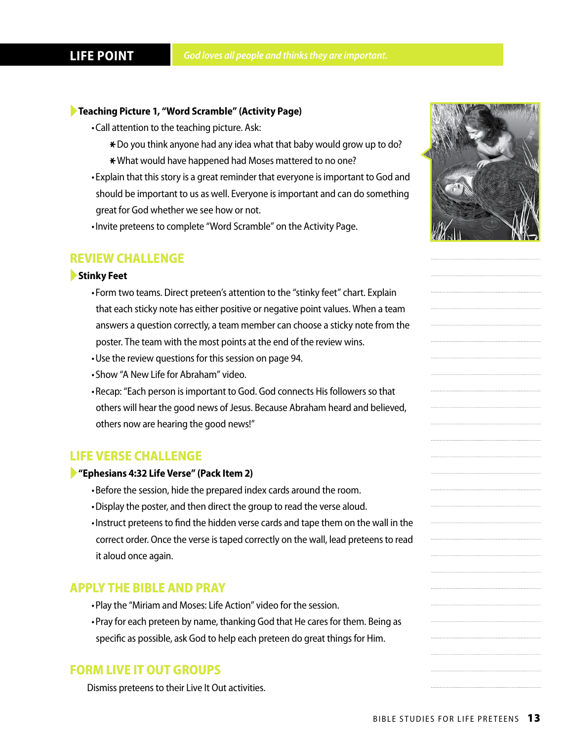**LIFE POINT** *God loves all people and thinks they are important.*

**Teaching Picture 1, "Word Scramble" (Activity Page)**

- Call attention to the teaching picture. Ask:
  - Do you think anyone had any idea what that baby would grow up to do?
  - What would have happened had Moses mattered to no one?
- Explain that this story is a great reminder that everyone is important to God and should be important to us as well. Everyone is important and can do something great for God whether we see how or not.
- Invite preteens to complete "Word Scramble" on the Activity Page.

## REVIEW CHALLENGE

**Stinky Feet**

- Form two teams. Direct preteen's attention to the "stinky feet" chart. Explain that each sticky note has either positive or negative point values. When a team answers a question correctly, a team member can choose a sticky note from the poster. The team with the most points at the end of the review wins.
- Use the review questions for this session on page 94.
- Show "A New Life for Abraham" video.
- Recap: "Each person is important to God. God connects His followers so that others will hear the good news of Jesus. Because Abraham heard and believed, others now are hearing the good news!"

## LIFE VERSE CHALLENGE

**"Ephesians 4:32 Life Verse" (Pack Item 2)**

- Before the session, hide the prepared index cards around the room.
- Display the poster, and then direct the group to read the verse aloud.
- Instruct preteens to find the hidden verse cards and tape them on the wall in the correct order. Once the verse is taped correctly on the wall, lead preteens to read it aloud once again.

## APPLY THE BIBLE AND PRAY

- Play the "Miriam and Moses: Life Action" video for the session.
- Pray for each preteen by name, thanking God that He cares for them. Being as specific as possible, ask God to help each preteen do great things for Him.

## FORM LIVE IT OUT GROUPS

Dismiss preteens to their Live It Out activities.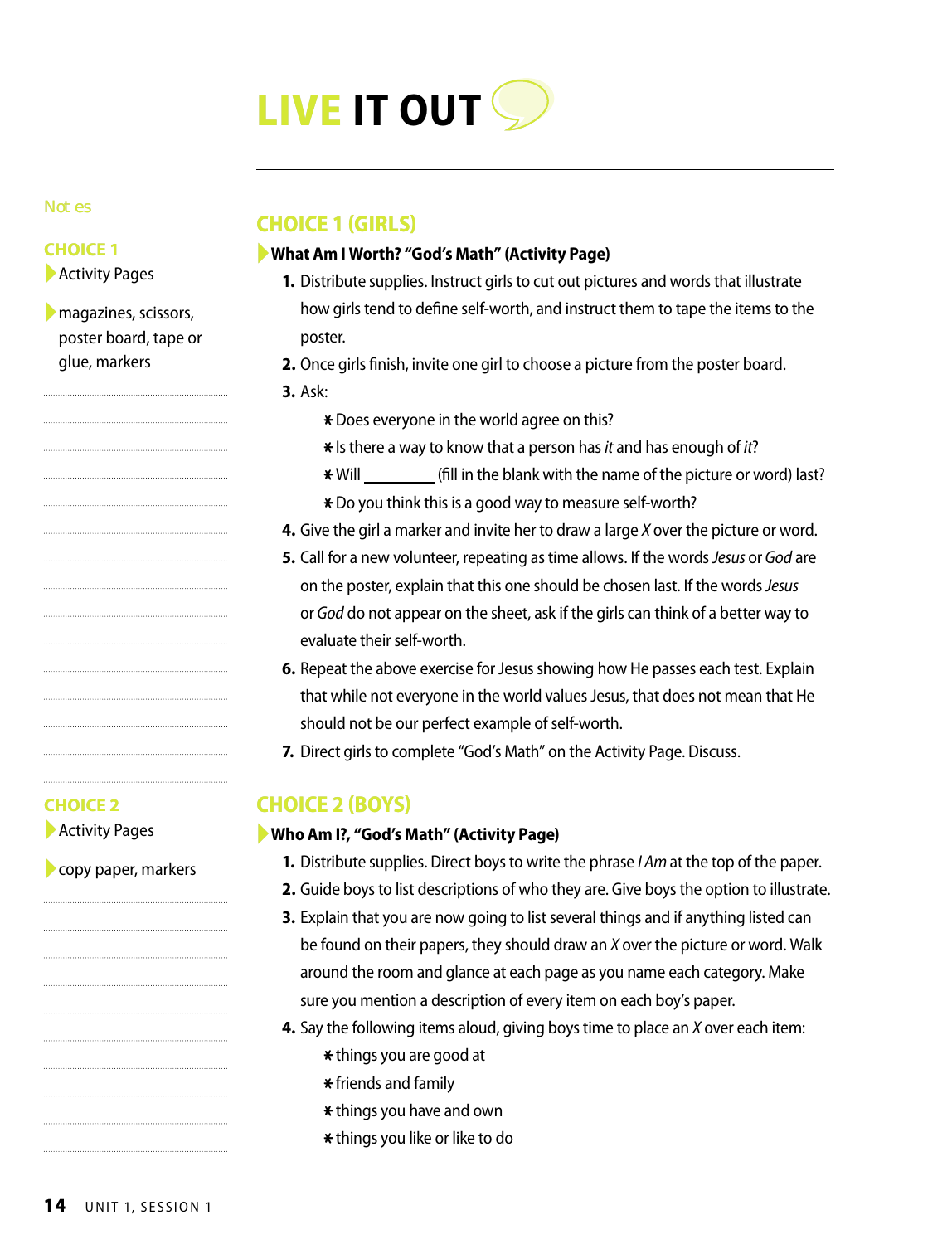# LIVE IT OUT

Notes

**CHOICE 1**

- Activity Pages
- magazines, scissors, poster board, tape or glue, markers

**CHOICE 2**

- Activity Pages
- copy paper, markers

## CHOICE 1 (GIRLS)

**What Am I Worth? "God's Math" (Activity Page)**

1. Distribute supplies. Instruct girls to cut out pictures and words that illustrate how girls tend to define self-worth, and instruct them to tape the items to the poster.
2. Once girls finish, invite one girl to choose a picture from the poster board.
3. Ask:
   - Does everyone in the world agree on this?
   - Is there a way to know that a person has *it* and has enough of *it*?
   - Will ________ (fill in the blank with the name of the picture or word) last?
   - Do you think this is a good way to measure self-worth?
4. Give the girl a marker and invite her to draw a large *X* over the picture or word.
5. Call for a new volunteer, repeating as time allows. If the words *Jesus* or *God* are on the poster, explain that this one should be chosen last. If the words *Jesus* or *God* do not appear on the sheet, ask if the girls can think of a better way to evaluate their self-worth.
6. Repeat the above exercise for Jesus showing how He passes each test. Explain that while not everyone in the world values Jesus, that does not mean that He should not be our perfect example of self-worth.
7. Direct girls to complete "God's Math" on the Activity Page. Discuss.

## CHOICE 2 (BOYS)

**Who Am I?, "God's Math" (Activity Page)**

1. Distribute supplies. Direct boys to write the phrase *I Am* at the top of the paper.
2. Guide boys to list descriptions of who they are. Give boys the option to illustrate.
3. Explain that you are now going to list several things and if anything listed can be found on their papers, they should draw an *X* over the picture or word. Walk around the room and glance at each page as you name each category. Make sure you mention a description of every item on each boy's paper.
4. Say the following items aloud, giving boys time to place an *X* over each item:
   - things you are good at
   - friends and family
   - things you have and own
   - things you like or like to do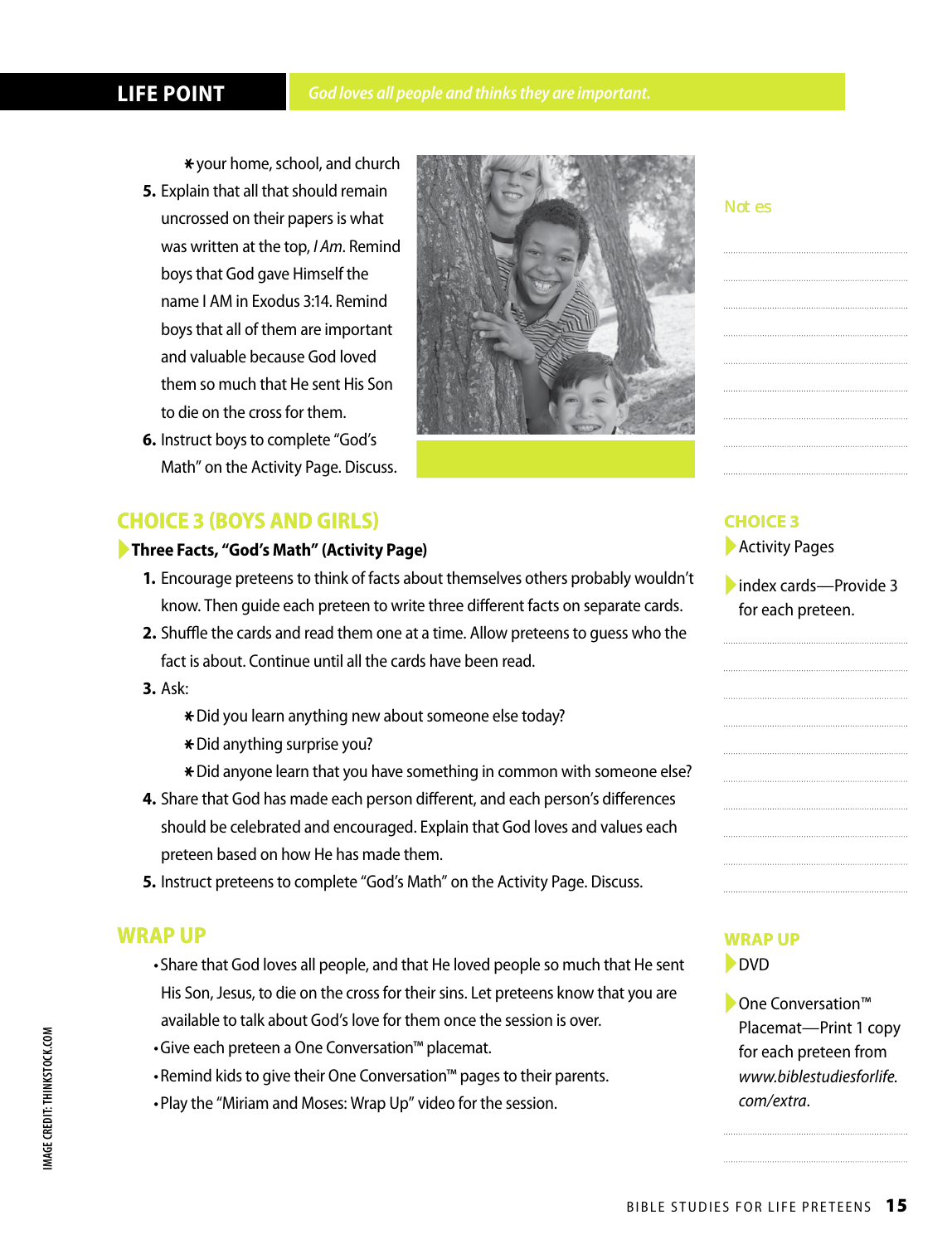**LIFE POINT** *God loves all people and thinks they are important.*

* your home, school, and church

5. Explain that all that should remain uncrossed on their papers is what was written at the top, *I Am*. Remind boys that God gave Himself the name I AM in Exodus 3:14. Remind boys that all of them are important and valuable because God loved them so much that He sent His Son to die on the cross for them.
6. Instruct boys to complete "God's Math" on the Activity Page. Discuss.

Notes

## CHOICE 3 (BOYS AND GIRLS)

**Three Facts, "God's Math" (Activity Page)**

1. Encourage preteens to think of facts about themselves others probably wouldn't know. Then guide each preteen to write three different facts on separate cards.
2. Shuffle the cards and read them one at a time. Allow preteens to guess who the fact is about. Continue until all the cards have been read.
3. Ask:
   * Did you learn anything new about someone else today?
   * Did anything surprise you?
   * Did anyone learn that you have something in common with someone else?
4. Share that God has made each person different, and each person's differences should be celebrated and encouraged. Explain that God loves and values each preteen based on how He has made them.
5. Instruct preteens to complete "God's Math" on the Activity Page. Discuss.

**CHOICE 3**

- Activity Pages
- index cards—Provide 3 for each preteen.

## WRAP UP

- Share that God loves all people, and that He loved people so much that He sent His Son, Jesus, to die on the cross for their sins. Let preteens know that you are available to talk about God's love for them once the session is over.
- Give each preteen a One Conversation™ placemat.
- Remind kids to give their One Conversation™ pages to their parents.
- Play the "Miriam and Moses: Wrap Up" video for the session.

**WRAP UP**

- DVD
- One Conversation™ Placemat—Print 1 copy for each preteen from *www.biblestudiesforlife.com/extra.*

IMAGE CREDIT: THINKSTOCK.COM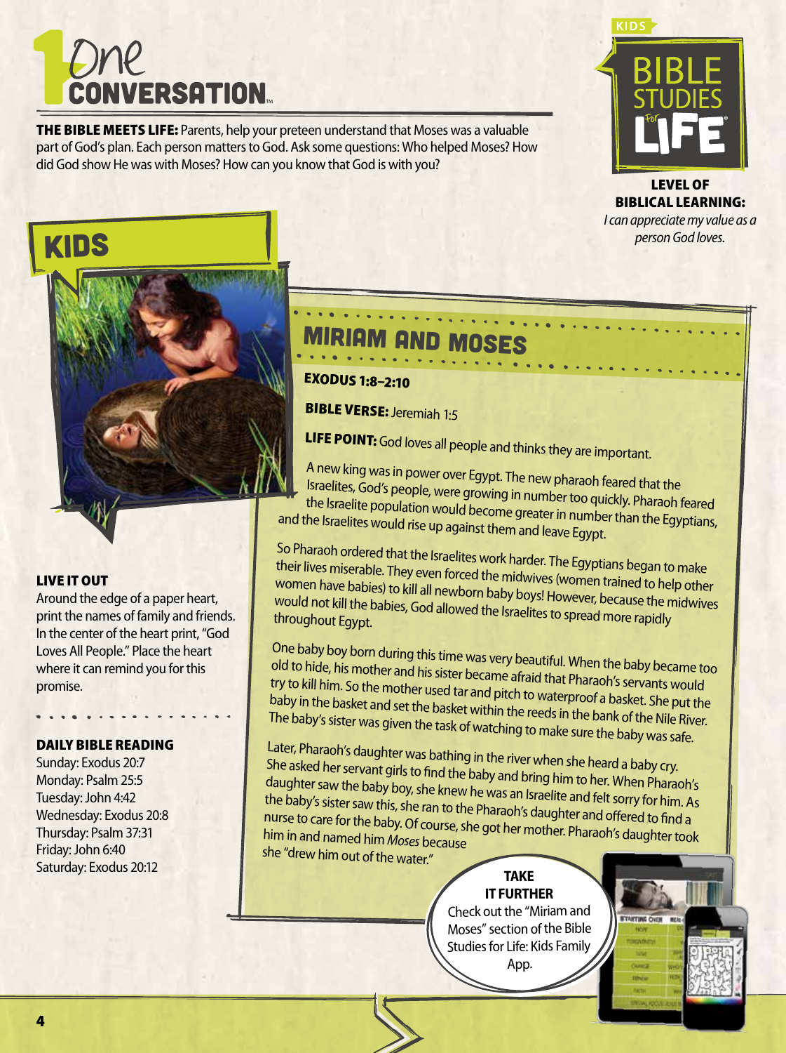# One CONVERSATION™

**THE BIBLE MEETS LIFE:** Parents, help your preteen understand that Moses was a valuable part of God's plan. Each person matters to God. Ask some questions: Who helped Moses? How did God show He was with Moses? How can you know that God is with you?

KIDS

BIBLE STUDIES For LIFE

**LEVEL OF BIBLICAL LEARNING:**

*I can appreciate my value as a person God loves.*

## KIDS

## MIRIAM AND MOSES

**EXODUS 1:8–2:10**

**BIBLE VERSE:** Jeremiah 1:5

**LIFE POINT:** God loves all people and thinks they are important.

A new king was in power over Egypt. The new pharaoh feared that the Israelites, God's people, were growing in number too quickly. Pharaoh feared the Israelite population would become greater in number than the Egyptians, and the Israelites would rise up against them and leave Egypt.

So Pharaoh ordered that the Israelites work harder. The Egyptians began to make their lives miserable. They even forced the midwives (women trained to help other women have babies) to kill all newborn baby boys! However, because the midwives would not kill the babies, God allowed the Israelites to spread more rapidly throughout Egypt.

One baby boy born during this time was very beautiful. When the baby became too old to hide, his mother and his sister became afraid that Pharaoh's servants would try to kill him. So the mother used tar and pitch to waterproof a basket. She put the baby in the basket and set the basket within the reeds in the bank of the Nile River. The baby's sister was given the task of watching to make sure the baby was safe.

Later, Pharaoh's daughter was bathing in the river when she heard a baby cry. She asked her servant girls to find the baby and bring him to her. When Pharaoh's daughter saw the baby boy, she knew he was an Israelite and felt sorry for him. As the baby's sister saw this, she ran to the Pharaoh's daughter and offered to find a nurse to care for the baby. Of course, she got her mother. Pharaoh's daughter took him in and named him *Moses* because she "drew him out of the water."

**LIVE IT OUT**

Around the edge of a paper heart, print the names of family and friends. In the center of the heart print, "God Loves All People." Place the heart where it can remind you for this promise.

**DAILY BIBLE READING**

Sunday: Exodus 20:7
Monday: Psalm 25:5
Tuesday: John 4:42
Wednesday: Exodus 20:8
Thursday: Psalm 37:31
Friday: John 6:40
Saturday: Exodus 20:12

**TAKE IT FURTHER**

Check out the "Miriam and Moses" section of the Bible Studies for Life: Kids Family App.